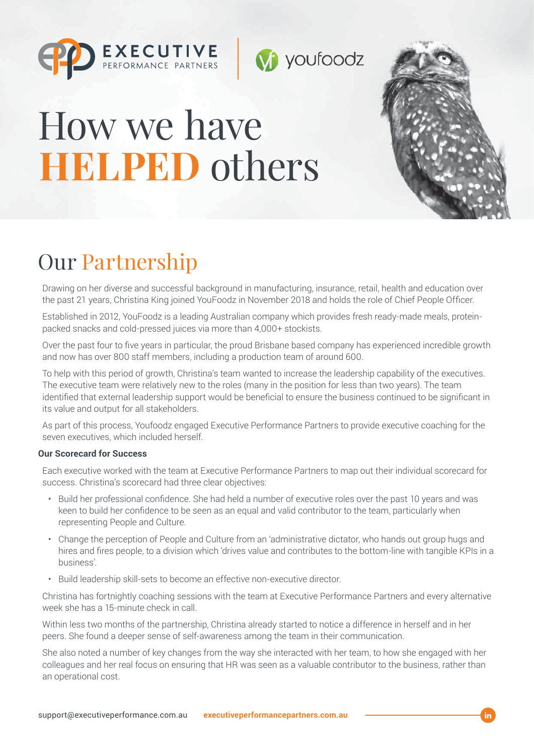# How we have **HELPED** others

## Our Partnership

Drawing on her diverse and successful background in manufacturing, insurance, retail, health and education over the past 21 years, Christina King joined YouFoodz in November 2018 and holds the role of Chief People Officer.

Established in 2012, YouFoodz is a leading Australian company which provides fresh ready-made meals, protein-packed snacks and cold-pressed juices via more than 4,000+ stockists.

Over the past four to five years in particular, the proud Brisbane based company has experienced incredible growth and now has over 800 staff members, including a production team of around 600.

To help with this period of growth, Christina's team wanted to increase the leadership capability of the executives. The executive team were relatively new to the roles (many in the position for less than two years). The team identified that external leadership support would be beneficial to ensure the business continued to be significant in its value and output for all stakeholders.

As part of this process, Youfoodz engaged Executive Performance Partners to provide executive coaching for the seven executives, which included herself.

**Our Scorecard for Success**

Each executive worked with the team at Executive Performance Partners to map out their individual scorecard for success. Christina's scorecard had three clear objectives:

- Build her professional confidence. She had held a number of executive roles over the past 10 years and was keen to build her confidence to be seen as an equal and valid contributor to the team, particularly when representing People and Culture.
- Change the perception of People and Culture from an 'administrative dictator, who hands out group hugs and hires and fires people, to a division which 'drives value and contributes to the bottom-line with tangible KPIs in a business'.
- Build leadership skill-sets to become an effective non-executive director.

Christina has fortnightly coaching sessions with the team at Executive Performance Partners and every alternative week she has a 15-minute check in call.

Within less two months of the partnership, Christina already started to notice a difference in herself and in her peers. She found a deeper sense of self-awareness among the team in their communication.

She also noted a number of key changes from the way she interacted with her team, to how she engaged with her colleagues and her real focus on ensuring that HR was seen as a valuable contributor to the business, rather than an operational cost.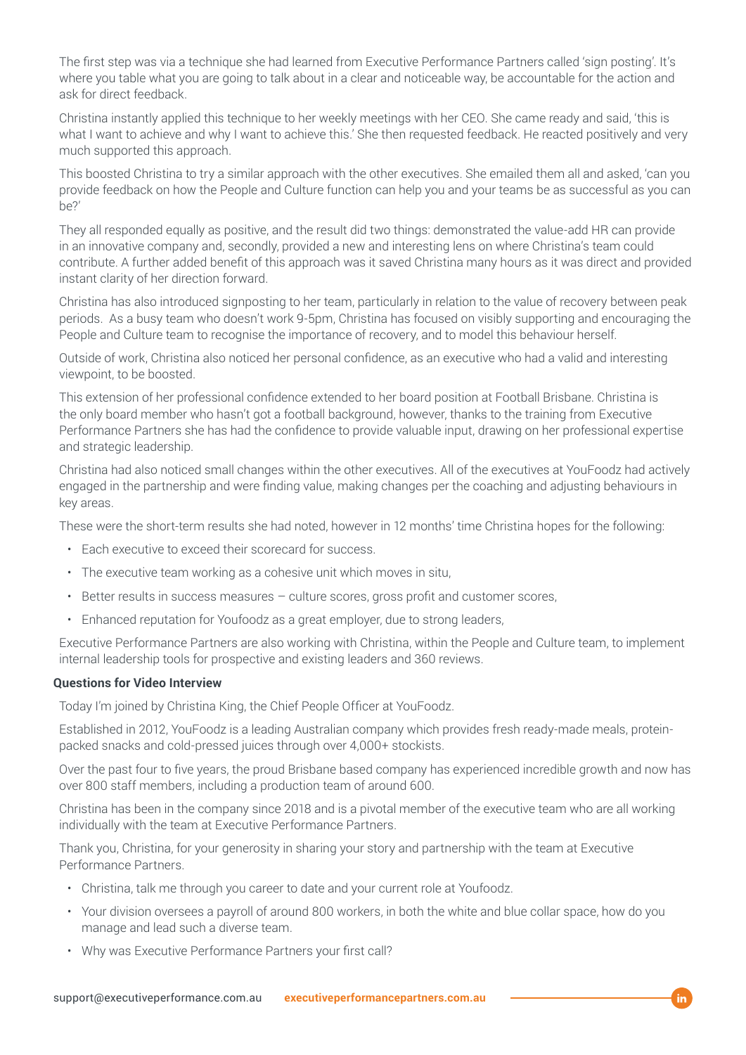The first step was via a technique she had learned from Executive Performance Partners called 'sign posting'. It's where you table what you are going to talk about in a clear and noticeable way, be accountable for the action and ask for direct feedback.

Christina instantly applied this technique to her weekly meetings with her CEO. She came ready and said, 'this is what I want to achieve and why I want to achieve this.' She then requested feedback. He reacted positively and very much supported this approach.

This boosted Christina to try a similar approach with the other executives. She emailed them all and asked, 'can you provide feedback on how the People and Culture function can help you and your teams be as successful as you can be?'

They all responded equally as positive, and the result did two things: demonstrated the value-add HR can provide in an innovative company and, secondly, provided a new and interesting lens on where Christina's team could contribute. A further added benefit of this approach was it saved Christina many hours as it was direct and provided instant clarity of her direction forward.

Christina has also introduced signposting to her team, particularly in relation to the value of recovery between peak periods. As a busy team who doesn't work 9-5pm, Christina has focused on visibly supporting and encouraging the People and Culture team to recognise the importance of recovery, and to model this behaviour herself.

Outside of work, Christina also noticed her personal confidence, as an executive who had a valid and interesting viewpoint, to be boosted.

This extension of her professional confidence extended to her board position at Football Brisbane. Christina is the only board member who hasn't got a football background, however, thanks to the training from Executive Performance Partners she has had the confidence to provide valuable input, drawing on her professional expertise and strategic leadership.

Christina had also noticed small changes within the other executives. All of the executives at YouFoodz had actively engaged in the partnership and were finding value, making changes per the coaching and adjusting behaviours in key areas.

These were the short-term results she had noted, however in 12 months' time Christina hopes for the following:

- Each executive to exceed their scorecard for success.
- The executive team working as a cohesive unit which moves in situ,
- Better results in success measures – culture scores, gross profit and customer scores,
- Enhanced reputation for Youfoodz as a great employer, due to strong leaders,

Executive Performance Partners are also working with Christina, within the People and Culture team, to implement internal leadership tools for prospective and existing leaders and 360 reviews.

**Questions for Video Interview**

Today I'm joined by Christina King, the Chief People Officer at YouFoodz.

Established in 2012, YouFoodz is a leading Australian company which provides fresh ready-made meals, protein-packed snacks and cold-pressed juices through over 4,000+ stockists.

Over the past four to five years, the proud Brisbane based company has experienced incredible growth and now has over 800 staff members, including a production team of around 600.

Christina has been in the company since 2018 and is a pivotal member of the executive team who are all working individually with the team at Executive Performance Partners.

Thank you, Christina, for your generosity in sharing your story and partnership with the team at Executive Performance Partners.

- Christina, talk me through you career to date and your current role at Youfoodz.
- Your division oversees a payroll of around 800 workers, in both the white and blue collar space, how do you manage and lead such a diverse team.
- Why was Executive Performance Partners your first call?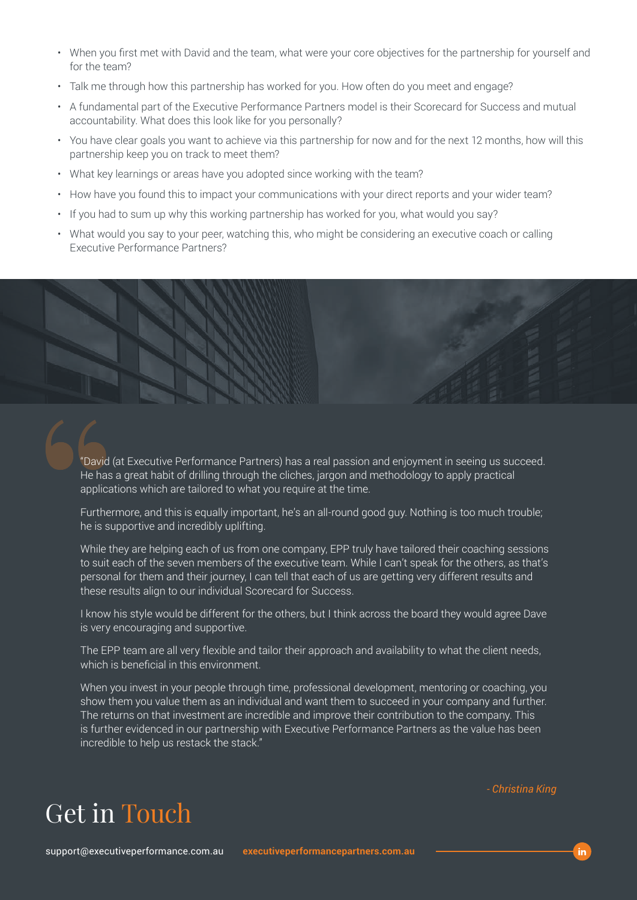- When you first met with David and the team, what were your core objectives for the partnership for yourself and for the team?
- Talk me through how this partnership has worked for you. How often do you meet and engage?
- A fundamental part of the Executive Performance Partners model is their Scorecard for Success and mutual accountability. What does this look like for you personally?
- You have clear goals you want to achieve via this partnership for now and for the next 12 months, how will this partnership keep you on track to meet them?
- What key learnings or areas have you adopted since working with the team?
- How have you found this to impact your communications with your direct reports and your wider team?
- If you had to sum up why this working partnership has worked for you, what would you say?
- What would you say to your peer, watching this, who might be considering an executive coach or calling Executive Performance Partners?

> "David (at Executive Performance Partners) has a real passion and enjoyment in seeing us succeed. He has a great habit of drilling through the cliches, jargon and methodology to apply practical applications which are tailored to what you require at the time.
>
> Furthermore, and this is equally important, he's an all-round good guy. Nothing is too much trouble; he is supportive and incredibly uplifting.
>
> While they are helping each of us from one company, EPP truly have tailored their coaching sessions to suit each of the seven members of the executive team. While I can't speak for the others, as that's personal for them and their journey, I can tell that each of us are getting very different results and these results align to our individual Scorecard for Success.
>
> I know his style would be different for the others, but I think across the board they would agree Dave is very encouraging and supportive.
>
> The EPP team are all very flexible and tailor their approach and availability to what the client needs, which is beneficial in this environment.
>
> When you invest in your people through time, professional development, mentoring or coaching, you show them you value them as an individual and want them to succeed in your company and further. The returns on that investment are incredible and improve their contribution to the company. This is further evidenced in our partnership with Executive Performance Partners as the value has been incredible to help us restack the stack."

*- Christina King*

# Get in Touch

support@executiveperformance.com.au **executiveperformancepartners.com.au**